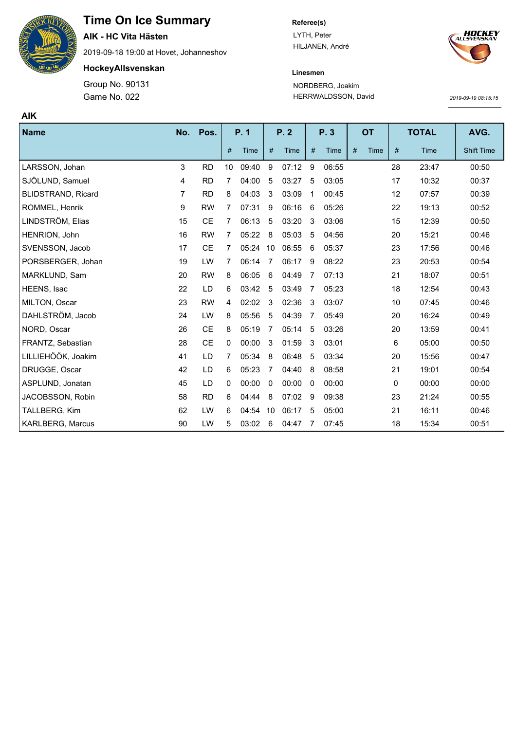# Time On Ice Summary

**AIK - HC Vita Hästen**

2019-09-18 19:00 at Hovet, Johanneshov

**HockeyAllsvenskan**

Group No. 90131

Game No. 022

**Referee(s)**

LYTH, Peter
HILJANEN, André

**Linesmen**

NORDBERG, Joakim
HERRWALDSSON, David

*2019-09-19 08:15:15*

**AIK**

| Name | No. | Pos. | P. 1 | | P. 2 | | P. 3 | | OT | | TOTAL | | AVG. |
|---|---|---|---|---|---|---|---|---|---|---|---|---|---|
| | | | # | Time | # | Time | # | Time | # | Time | # | Time | Shift Time |
| LARSSON, Johan | 3 | RD | 10 | 09:40 | 9 | 07:12 | 9 | 06:55 | | | 28 | 23:47 | 00:50 |
| SJÖLUND, Samuel | 4 | RD | 7 | 04:00 | 5 | 03:27 | 5 | 03:05 | | | 17 | 10:32 | 00:37 |
| BLIDSTRAND, Ricard | 7 | RD | 8 | 04:03 | 3 | 03:09 | 1 | 00:45 | | | 12 | 07:57 | 00:39 |
| ROMMEL, Henrik | 9 | RW | 7 | 07:31 | 9 | 06:16 | 6 | 05:26 | | | 22 | 19:13 | 00:52 |
| LINDSTRÖM, Elias | 15 | CE | 7 | 06:13 | 5 | 03:20 | 3 | 03:06 | | | 15 | 12:39 | 00:50 |
| HENRION, John | 16 | RW | 7 | 05:22 | 8 | 05:03 | 5 | 04:56 | | | 20 | 15:21 | 00:46 |
| SVENSSON, Jacob | 17 | CE | 7 | 05:24 | 10 | 06:55 | 6 | 05:37 | | | 23 | 17:56 | 00:46 |
| PORSBERGER, Johan | 19 | LW | 7 | 06:14 | 7 | 06:17 | 9 | 08:22 | | | 23 | 20:53 | 00:54 |
| MARKLUND, Sam | 20 | RW | 8 | 06:05 | 6 | 04:49 | 7 | 07:13 | | | 21 | 18:07 | 00:51 |
| HEENS, Isac | 22 | LD | 6 | 03:42 | 5 | 03:49 | 7 | 05:23 | | | 18 | 12:54 | 00:43 |
| MILTON, Oscar | 23 | RW | 4 | 02:02 | 3 | 02:36 | 3 | 03:07 | | | 10 | 07:45 | 00:46 |
| DAHLSTRÖM, Jacob | 24 | LW | 8 | 05:56 | 5 | 04:39 | 7 | 05:49 | | | 20 | 16:24 | 00:49 |
| NORD, Oscar | 26 | CE | 8 | 05:19 | 7 | 05:14 | 5 | 03:26 | | | 20 | 13:59 | 00:41 |
| FRANTZ, Sebastian | 28 | CE | 0 | 00:00 | 3 | 01:59 | 3 | 03:01 | | | 6 | 05:00 | 00:50 |
| LILLIEHÖÖK, Joakim | 41 | LD | 7 | 05:34 | 8 | 06:48 | 5 | 03:34 | | | 20 | 15:56 | 00:47 |
| DRUGGE, Oscar | 42 | LD | 6 | 05:23 | 7 | 04:40 | 8 | 08:58 | | | 21 | 19:01 | 00:54 |
| ASPLUND, Jonatan | 45 | LD | 0 | 00:00 | 0 | 00:00 | 0 | 00:00 | | | 0 | 00:00 | 00:00 |
| JACOBSSON, Robin | 58 | RD | 6 | 04:44 | 8 | 07:02 | 9 | 09:38 | | | 23 | 21:24 | 00:55 |
| TALLBERG, Kim | 62 | LW | 6 | 04:54 | 10 | 06:17 | 5 | 05:00 | | | 21 | 16:11 | 00:46 |
| KARLBERG, Marcus | 90 | LW | 5 | 03:02 | 6 | 04:47 | 7 | 07:45 | | | 18 | 15:34 | 00:51 |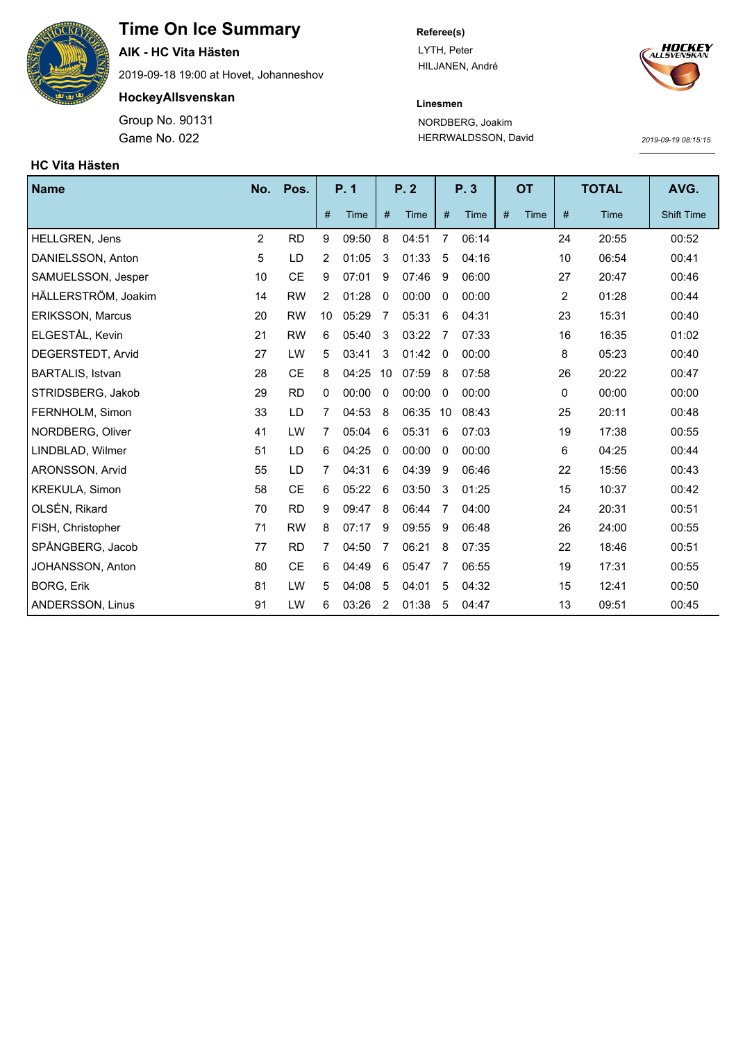# Time On Ice Summary

**AIK - HC Vita Hästen**

2019-09-18 19:00 at Hovet, Johanneshov

**HockeyAllsvenskan**

Group No. 90131

Game No. 022

**Referee(s)**

LYTH, Peter

HILJANEN, André

**Linesmen**

NORDBERG, Joakim

HERRWALDSSON, David

*2019-09-19 08:15:15*

## HC Vita Hästen

| Name | No. | Pos. | P. 1 | | P. 2 | | P. 3 | | OT | | TOTAL | | AVG. |
|---|---|---|---|---|---|---|---|---|---|---|---|---|---|
| | | | # | Time | # | Time | # | Time | # | Time | # | Time | Shift Time |
| HELLGREN, Jens | 2 | RD | 9 | 09:50 | 8 | 04:51 | 7 | 06:14 | | | 24 | 20:55 | 00:52 |
| DANIELSSON, Anton | 5 | LD | 2 | 01:05 | 3 | 01:33 | 5 | 04:16 | | | 10 | 06:54 | 00:41 |
| SAMUELSSON, Jesper | 10 | CE | 9 | 07:01 | 9 | 07:46 | 9 | 06:00 | | | 27 | 20:47 | 00:46 |
| HÄLLERSTRÖM, Joakim | 14 | RW | 2 | 01:28 | 0 | 00:00 | 0 | 00:00 | | | 2 | 01:28 | 00:44 |
| ERIKSSON, Marcus | 20 | RW | 10 | 05:29 | 7 | 05:31 | 6 | 04:31 | | | 23 | 15:31 | 00:40 |
| ELGESTÅL, Kevin | 21 | RW | 6 | 05:40 | 3 | 03:22 | 7 | 07:33 | | | 16 | 16:35 | 01:02 |
| DEGERSTEDT, Arvid | 27 | LW | 5 | 03:41 | 3 | 01:42 | 0 | 00:00 | | | 8 | 05:23 | 00:40 |
| BARTALIS, Istvan | 28 | CE | 8 | 04:25 | 10 | 07:59 | 8 | 07:58 | | | 26 | 20:22 | 00:47 |
| STRIDSBERG, Jakob | 29 | RD | 0 | 00:00 | 0 | 00:00 | 0 | 00:00 | | | 0 | 00:00 | 00:00 |
| FERNHOLM, Simon | 33 | LD | 7 | 04:53 | 8 | 06:35 | 10 | 08:43 | | | 25 | 20:11 | 00:48 |
| NORDBERG, Oliver | 41 | LW | 7 | 05:04 | 6 | 05:31 | 6 | 07:03 | | | 19 | 17:38 | 00:55 |
| LINDBLAD, Wilmer | 51 | LD | 6 | 04:25 | 0 | 00:00 | 0 | 00:00 | | | 6 | 04:25 | 00:44 |
| ARONSSON, Arvid | 55 | LD | 7 | 04:31 | 6 | 04:39 | 9 | 06:46 | | | 22 | 15:56 | 00:43 |
| KREKULA, Simon | 58 | CE | 6 | 05:22 | 6 | 03:50 | 3 | 01:25 | | | 15 | 10:37 | 00:42 |
| OLSÉN, Rikard | 70 | RD | 9 | 09:47 | 8 | 06:44 | 7 | 04:00 | | | 24 | 20:31 | 00:51 |
| FISH, Christopher | 71 | RW | 8 | 07:17 | 9 | 09:55 | 9 | 06:48 | | | 26 | 24:00 | 00:55 |
| SPÅNGBERG, Jacob | 77 | RD | 7 | 04:50 | 7 | 06:21 | 8 | 07:35 | | | 22 | 18:46 | 00:51 |
| JOHANSSON, Anton | 80 | CE | 6 | 04:49 | 6 | 05:47 | 7 | 06:55 | | | 19 | 17:31 | 00:55 |
| BORG, Erik | 81 | LW | 5 | 04:08 | 5 | 04:01 | 5 | 04:32 | | | 15 | 12:41 | 00:50 |
| ANDERSSON, Linus | 91 | LW | 6 | 03:26 | 2 | 01:38 | 5 | 04:47 | | | 13 | 09:51 | 00:45 |